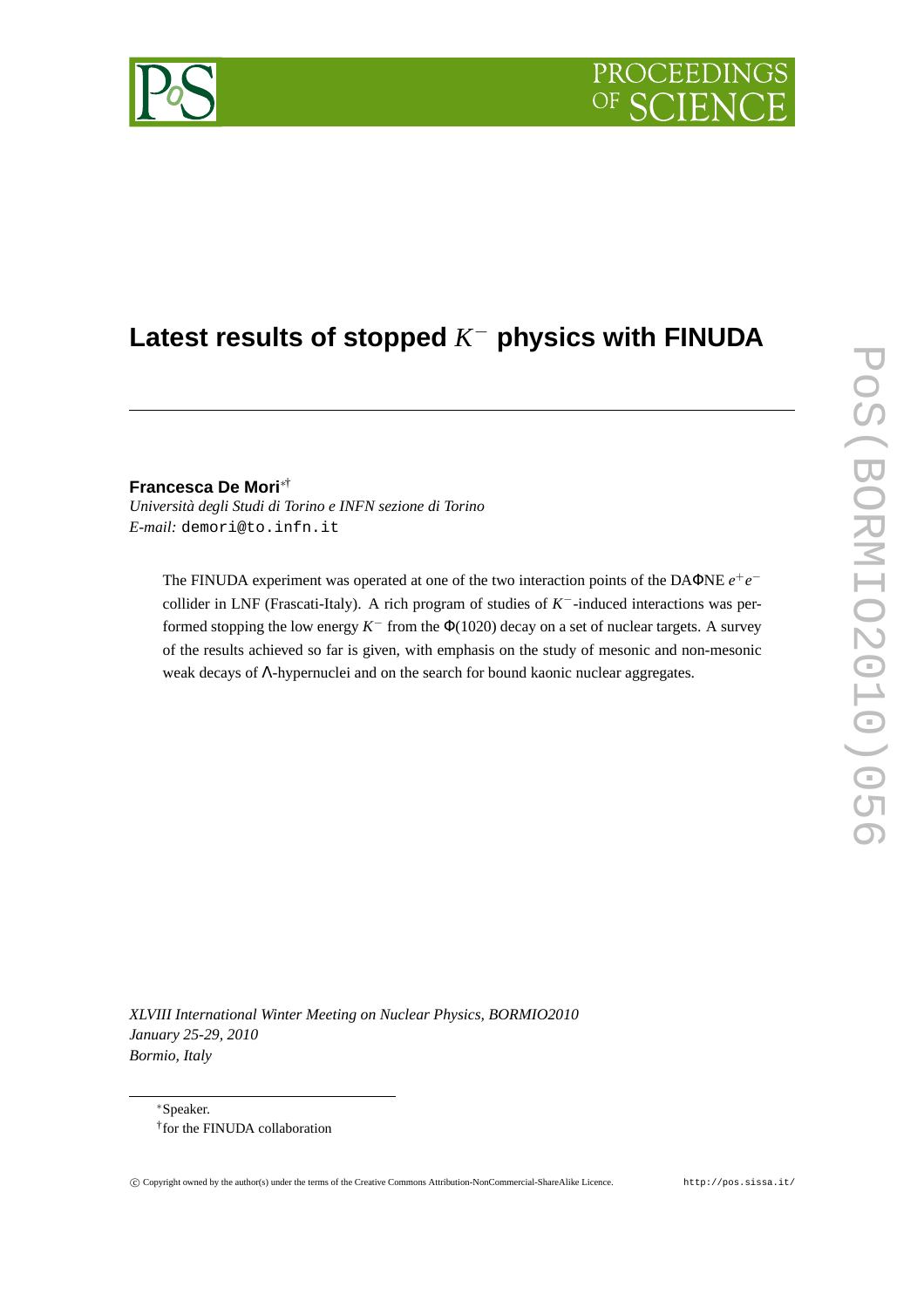# Latest results of stopped $K^-$ physics with FINUDA

**Francesca De Mori**[∗†]

*Università degli Studi di Torino e INFN sezione di Torino*

*E-mail:* demori@to.infn.it

The FINUDA experiment was operated at one of the two interaction points of the DAΦNE $e^+e^-$ collider in LNF (Frascati-Italy). A rich program of studies of $K^-$-induced interactions was performed stopping the low energy $K^-$ from the $\Phi(1020)$ decay on a set of nuclear targets. A survey of the results achieved so far is given, with emphasis on the study of mesonic and non-mesonic weak decays of Λ-hypernuclei and on the search for bound kaonic nuclear aggregates.

*XLVIII International Winter Meeting on Nuclear Physics, BORMIO2010*
*January 25-29, 2010*
*Bormio, Italy*

---

∗Speaker.

†for the FINUDA collaboration

© Copyright owned by the author(s) under the terms of the Creative Commons Attribution-NonCommercial-ShareAlike Licence. http://pos.sissa.it/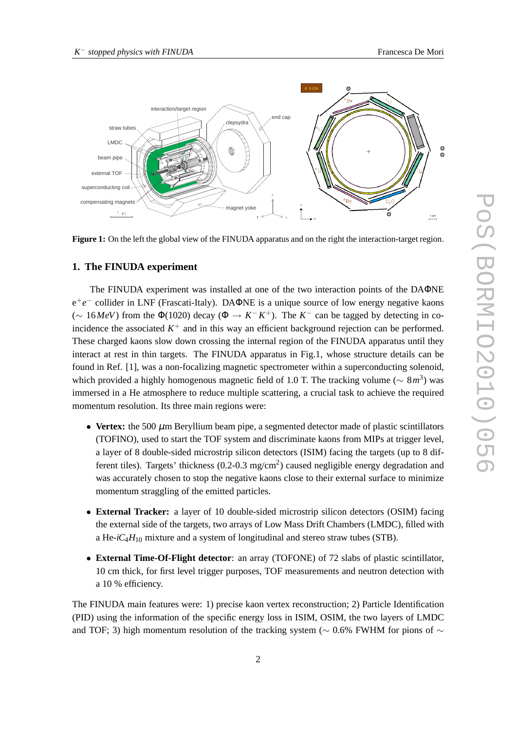**Figure 1:** On the left the global view of the FINUDA apparatus and on the right the interaction-target region.

## 1. The FINUDA experiment

The FINUDA experiment was installed at one of the two interaction points of the DAΦNE $e^+e^-$ collider in LNF (Frascati-Italy). DAΦNE is a unique source of low energy negative kaons ($\sim 16\,MeV$) from the $\Phi(1020)$ decay ($\Phi \rightarrow K^- K^+$). The $K^-$ can be tagged by detecting in coincidence the associated $K^+$ and in this way an efficient background rejection can be performed. These charged kaons slow down crossing the internal region of the FINUDA apparatus until they interact at rest in thin targets. The FINUDA apparatus in Fig.1, whose structure details can be found in Ref. [1], was a non-focalizing magnetic spectrometer within a superconducting solenoid, which provided a highly homogenous magnetic field of 1.0 T. The tracking volume ($\sim 8\,m^3$) was immersed in a He atmosphere to reduce multiple scattering, a crucial task to achieve the required momentum resolution. Its three main regions were:

- **Vertex:** the 500 $\mu$m Beryllium beam pipe, a segmented detector made of plastic scintillators (TOFINO), used to start the TOF system and discriminate kaons from MIPs at trigger level, a layer of 8 double-sided microstrip silicon detectors (ISIM) facing the targets (up to 8 different tiles). Targets' thickness (0.2-0.3 mg/cm$^2$) caused negligible energy degradation and was accurately chosen to stop the negative kaons close to their external surface to minimize momentum straggling of the emitted particles.
- **External Tracker:** a layer of 10 double-sided microstrip silicon detectors (OSIM) facing the external side of the targets, two arrays of Low Mass Drift Chambers (LMDC), filled with a He-$iC_4H_{10}$ mixture and a system of longitudinal and stereo straw tubes (STB).
- **External Time-Of-Flight detector**: an array (TOFONE) of 72 slabs of plastic scintillator, 10 cm thick, for first level trigger purposes, TOF measurements and neutron detection with a 10 % efficiency.

The FINUDA main features were: 1) precise kaon vertex reconstruction; 2) Particle Identification (PID) using the information of the specific energy loss in ISIM, OSIM, the two layers of LMDC and TOF; 3) high momentum resolution of the tracking system ($\sim$ 0.6% FWHM for pions of $\sim$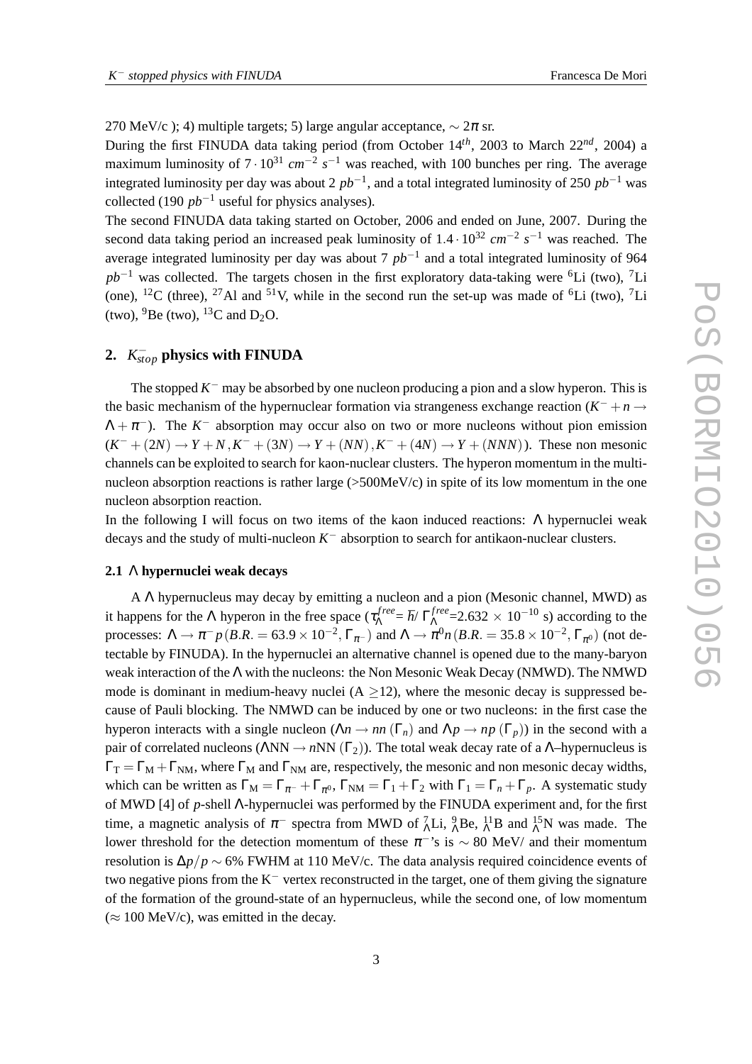270 MeV/c ); 4) multiple targets; 5) large angular acceptance, $\sim 2\pi$ sr.

During the first FINUDA data taking period (from October $14^{th}$, 2003 to March $22^{nd}$, 2004) a maximum luminosity of $7 \cdot 10^{31}$ $cm^{-2}$ $s^{-1}$ was reached, with 100 bunches per ring. The average integrated luminosity per day was about 2 $pb^{-1}$, and a total integrated luminosity of 250 $pb^{-1}$ was collected (190 $pb^{-1}$ useful for physics analyses).

The second FINUDA data taking started on October, 2006 and ended on June, 2007. During the second data taking period an increased peak luminosity of $1.4 \cdot 10^{32}$ $cm^{-2}$ $s^{-1}$ was reached. The average integrated luminosity per day was about 7 $pb^{-1}$ and a total integrated luminosity of 964 $pb^{-1}$ was collected. The targets chosen in the first exploratory data-taking were $^{6}$Li (two), $^{7}$Li (one), $^{12}$C (three), $^{27}$Al and $^{51}$V, while in the second run the set-up was made of $^{6}$Li (two), $^{7}$Li (two), $^{9}$Be (two), $^{13}$C and $D_2O$.

## 2. $K^-_{stop}$ physics with FINUDA

The stopped $K^-$ may be absorbed by one nucleon producing a pion and a slow hyperon. This is the basic mechanism of the hypernuclear formation via strangeness exchange reaction ($K^- + n \rightarrow \Lambda + \pi^-$). The $K^-$ absorption may occur also on two or more nucleons without pion emission ($K^- + (2N) \rightarrow Y + N, K^- + (3N) \rightarrow Y + (NN), K^- + (4N) \rightarrow Y + (NNN)$). These non mesonic channels can be exploited to search for kaon-nuclear clusters. The hyperon momentum in the multi-nucleon absorption reactions is rather large (>500MeV/c) in spite of its low momentum in the one nucleon absorption reaction.

In the following I will focus on two items of the kaon induced reactions: $\Lambda$ hypernuclei weak decays and the study of multi-nucleon $K^-$ absorption to search for antikaon-nuclear clusters.

### 2.1 $\Lambda$ hypernuclei weak decays

A $\Lambda$ hypernucleus may decay by emitting a nucleon and a pion (Mesonic channel, MWD) as it happens for the $\Lambda$ hyperon in the free space ($\tau_\Lambda^{free} = \hbar / \Gamma_\Lambda^{free} = 2.632 \times 10^{-10}$ s) according to the processes: $\Lambda \rightarrow \pi^- p \, (B.R. = 63.9 \times 10^{-2}, \Gamma_{\pi^-})$ and $\Lambda \rightarrow \pi^0 n \, (B.R. = 35.8 \times 10^{-2}, \Gamma_{\pi^0})$ (not detectable by FINUDA). In the hypernuclei an alternative channel is opened due to the many-baryon weak interaction of the $\Lambda$ with the nucleons: the Non Mesonic Weak Decay (NMWD). The NMWD mode is dominant in medium-heavy nuclei (A $\geq$12), where the mesonic decay is suppressed because of Pauli blocking. The NMWD can be induced by one or two nucleons: in the first case the hyperon interacts with a single nucleon ($\Lambda n \rightarrow nn$ ($\Gamma_n$) and $\Lambda p \rightarrow np$ ($\Gamma_p$)) in the second with a pair of correlated nucleons ($\Lambda$NN $\rightarrow n$NN ($\Gamma_2$)). The total weak decay rate of a $\Lambda$–hypernucleus is $\Gamma_{\rm T} = \Gamma_{\rm M} + \Gamma_{\rm NM}$, where $\Gamma_{\rm M}$ and $\Gamma_{\rm NM}$ are, respectively, the mesonic and non mesonic decay widths, which can be written as $\Gamma_{\rm M} = \Gamma_{\pi^-} + \Gamma_{\pi^0}$, $\Gamma_{\rm NM} = \Gamma_1 + \Gamma_2$ with $\Gamma_1 = \Gamma_n + \Gamma_p$. A systematic study of MWD [4] of *p*-shell $\Lambda$-hypernuclei was performed by the FINUDA experiment and, for the first time, a magnetic analysis of $\pi^-$ spectra from MWD of $^{7}_{\Lambda}$Li, $^{9}_{\Lambda}$Be, $^{11}_{\Lambda}$B and $^{15}_{\Lambda}$N was made. The lower threshold for the detection momentum of these $\pi^-$'s is $\sim$ 80 MeV/ and their momentum resolution is $\Delta p/p \sim 6\%$ FWHM at 110 MeV/c. The data analysis required coincidence events of two negative pions from the $K^-$ vertex reconstructed in the target, one of them giving the signature of the formation of the ground-state of an hypernucleus, while the second one, of low momentum ($\approx$ 100 MeV/c), was emitted in the decay.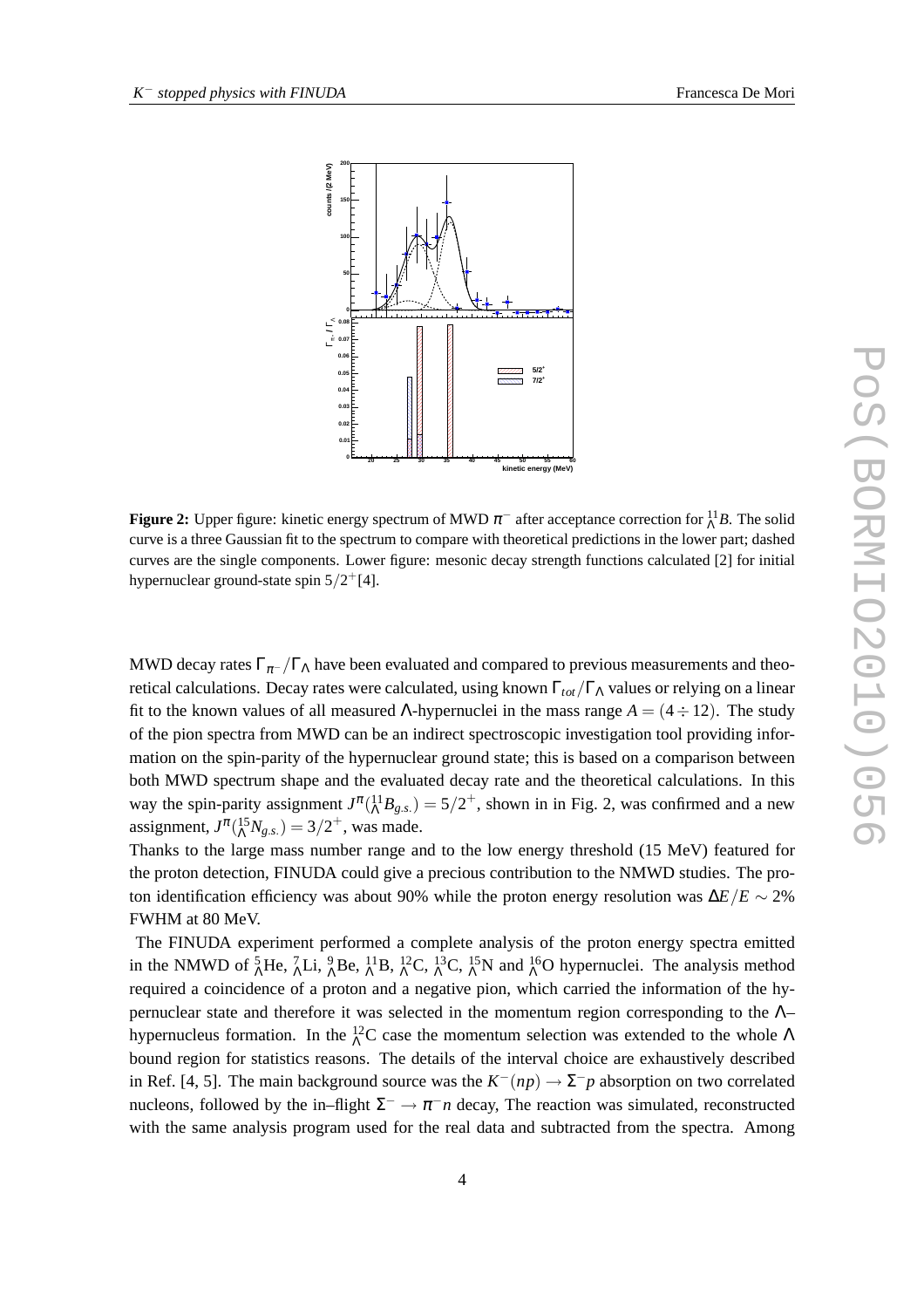**Figure 2:** Upper figure: kinetic energy spectrum of MWD $\pi^-$ after acceptance correction for ${}^{11}_{\Lambda}B$. The solid curve is a three Gaussian fit to the spectrum to compare with theoretical predictions in the lower part; dashed curves are the single components. Lower figure: mesonic decay strength functions calculated [2] for initial hypernuclear ground-state spin $5/2^+$[4].

MWD decay rates $\Gamma_{\pi^-}/\Gamma_\Lambda$ have been evaluated and compared to previous measurements and theoretical calculations. Decay rates were calculated, using known $\Gamma_{tot}/\Gamma_\Lambda$ values or relying on a linear fit to the known values of all measured $\Lambda$-hypernuclei in the mass range $A = (4 \div 12)$. The study of the pion spectra from MWD can be an indirect spectroscopic investigation tool providing information on the spin-parity of the hypernuclear ground state; this is based on a comparison between both MWD spectrum shape and the evaluated decay rate and the theoretical calculations. In this way the spin-parity assignment $J^\pi({}^{11}_{\Lambda}B_{g.s.}) = 5/2^+$, shown in in Fig. 2, was confirmed and a new assignment, $J^\pi({}^{15}_{\Lambda}N_{g.s.}) = 3/2^+$, was made.

Thanks to the large mass number range and to the low energy threshold (15 MeV) featured for the proton detection, FINUDA could give a precious contribution to the NMWD studies. The proton identification efficiency was about 90% while the proton energy resolution was $\Delta E/E \sim 2\%$ FWHM at 80 MeV.

The FINUDA experiment performed a complete analysis of the proton energy spectra emitted in the NMWD of ${}^{5}_{\Lambda}$He, ${}^{7}_{\Lambda}$Li, ${}^{9}_{\Lambda}$Be, ${}^{11}_{\Lambda}$B, ${}^{12}_{\Lambda}$C, ${}^{13}_{\Lambda}$C, ${}^{15}_{\Lambda}$N and ${}^{16}_{\Lambda}$O hypernuclei. The analysis method required a coincidence of a proton and a negative pion, which carried the information of the hypernuclear state and therefore it was selected in the momentum region corresponding to the $\Lambda$–hypernucleus formation. In the ${}^{12}_{\Lambda}$C case the momentum selection was extended to the whole $\Lambda$ bound region for statistics reasons. The details of the interval choice are exhaustively described in Ref. [4, 5]. The main background source was the $K^-(np) \to \Sigma^- p$ absorption on two correlated nucleons, followed by the in–flight $\Sigma^- \to \pi^- n$ decay, The reaction was simulated, reconstructed with the same analysis program used for the real data and subtracted from the spectra. Among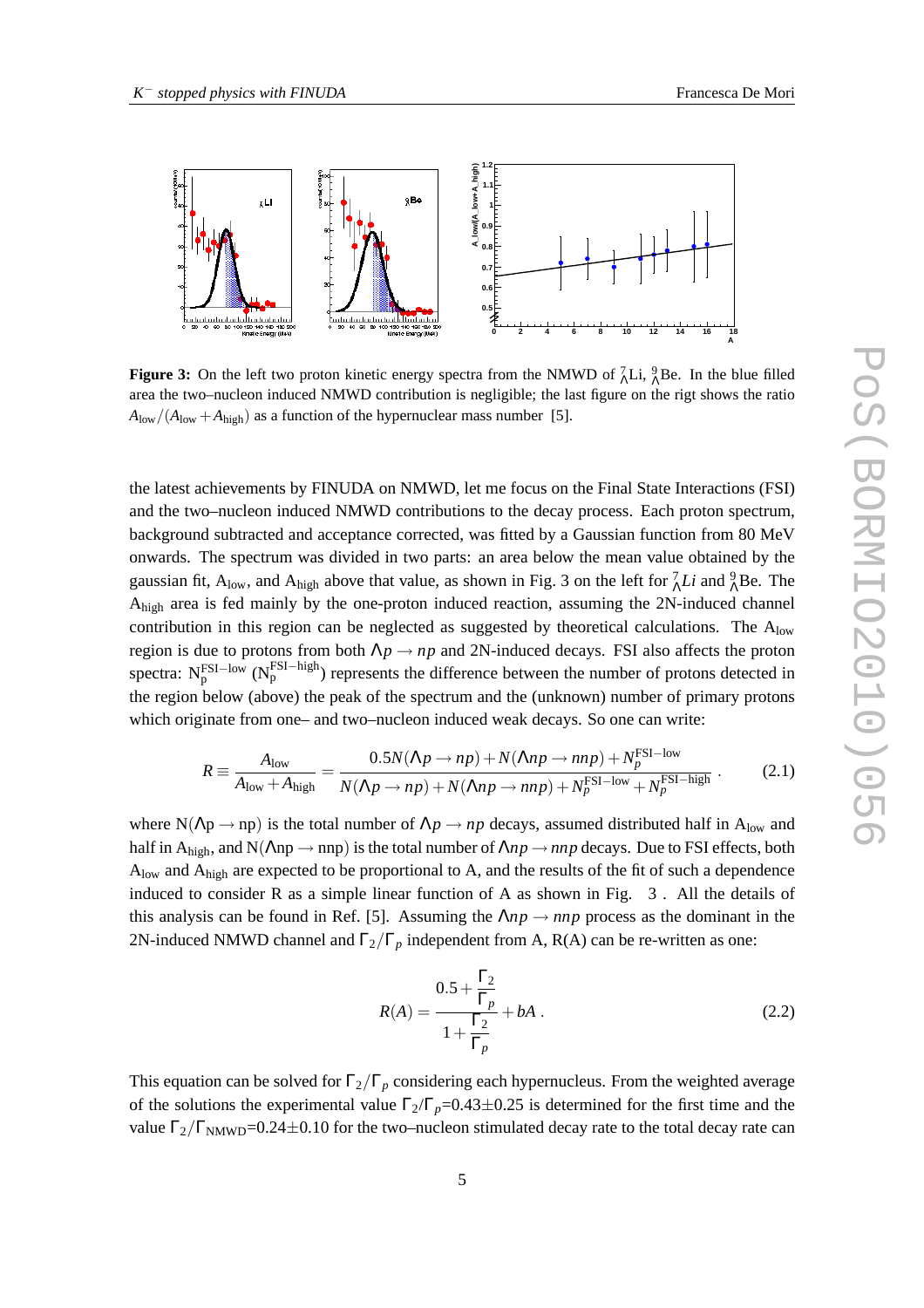**Figure 3:** On the left two proton kinetic energy spectra from the NMWD of ${}^{7}_{\Lambda}$Li, ${}^{9}_{\Lambda}$Be. In the blue filled area the two–nucleon induced NMWD contribution is negligible; the last figure on the rigt shows the ratio $A_{\rm low}/(A_{\rm low}+A_{\rm high})$ as a function of the hypernuclear mass number [5].

the latest achievements by FINUDA on NMWD, let me focus on the Final State Interactions (FSI) and the two–nucleon induced NMWD contributions to the decay process. Each proton spectrum, background subtracted and acceptance corrected, was fitted by a Gaussian function from 80 MeV onwards. The spectrum was divided in two parts: an area below the mean value obtained by the gaussian fit, $A_{\rm low}$, and $A_{\rm high}$ above that value, as shown in Fig. 3 on the left for ${}^{7}_{\Lambda}Li$ and ${}^{9}_{\Lambda}$Be. The $A_{\rm high}$ area is fed mainly by the one-proton induced reaction, assuming the 2N-induced channel contribution in this region can be neglected as suggested by theoretical calculations. The $A_{\rm low}$ region is due to protons from both $\Lambda p \rightarrow np$ and 2N-induced decays. FSI also affects the proton spectra: $N_{\rm p}^{\rm FSI-low}$ ($N_{\rm p}^{\rm FSI-high}$) represents the difference between the number of protons detected in the region below (above) the peak of the spectrum and the (unknown) number of primary protons which originate from one– and two–nucleon induced weak decays. So one can write:

$$R \equiv \frac{A_{\rm low}}{A_{\rm low}+A_{\rm high}} = \frac{0.5N(\Lambda p \rightarrow np)+N(\Lambda np \rightarrow nnp)+N_p^{\rm FSI-low}}{N(\Lambda p \rightarrow np)+N(\Lambda np \rightarrow nnp)+N_p^{\rm FSI-low}+N_p^{\rm FSI-high}} . \tag{2.1}$$

where $N(\Lambda p \rightarrow np)$ is the total number of $\Lambda p \rightarrow np$ decays, assumed distributed half in $A_{\rm low}$ and half in $A_{\rm high}$, and $N(\Lambda np \rightarrow nnp)$ is the total number of $\Lambda np \rightarrow nnp$ decays. Due to FSI effects, both $A_{\rm low}$ and $A_{\rm high}$ are expected to be proportional to A, and the results of the fit of such a dependence induced to consider R as a simple linear function of A as shown in Fig. 3 . All the details of this analysis can be found in Ref. [5]. Assuming the $\Lambda np \rightarrow nnp$ process as the dominant in the 2N-induced NMWD channel and $\Gamma_2/\Gamma_p$ independent from A, R(A) can be re-written as one:

$$R(A) = \frac{0.5+\frac{\Gamma_2}{\Gamma_p}}{1+\frac{\Gamma_2}{\Gamma_p}} + bA . \tag{2.2}$$

This equation can be solved for $\Gamma_2/\Gamma_p$ considering each hypernucleus. From the weighted average of the solutions the experimental value $\Gamma_2/\Gamma_p$=0.43$\pm$0.25 is determined for the first time and the value $\Gamma_2/\Gamma_{\rm NMWD}$=0.24$\pm$0.10 for the two–nucleon stimulated decay rate to the total decay rate can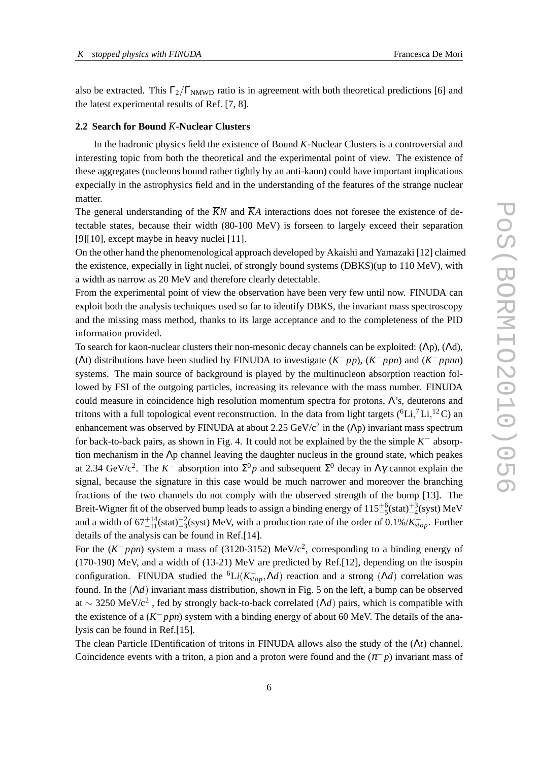also be extracted. This $\Gamma_2/\Gamma_{\rm NMWD}$ ratio is in agreement with both theoretical predictions [6] and the latest experimental results of Ref. [7, 8].

### 2.2 Search for Bound $\overline{K}$-Nuclear Clusters

In the hadronic physics field the existence of Bound $\overline{K}$-Nuclear Clusters is a controversial and interesting topic from both the theoretical and the experimental point of view. The existence of these aggregates (nucleons bound rather tightly by an anti-kaon) could have important implications expecially in the astrophysics field and in the understanding of the features of the strange nuclear matter.

The general understanding of the $\overline{K}N$ and $\overline{K}A$ interactions does not foresee the existence of detectable states, because their width (80-100 MeV) is forseen to largely exceed their separation [9][10], except maybe in heavy nuclei [11].

On the other hand the phenomenological approach developed by Akaishi and Yamazaki [12] claimed the existence, expecially in light nuclei, of strongly bound systems (DBKS)(up to 110 MeV), with a width as narrow as 20 MeV and therefore clearly detectable.

From the experimental point of view the observation have been very few until now. FINUDA can exploit both the analysis techniques used so far to identify DBKS, the invariant mass spectroscopy and the missing mass method, thanks to its large acceptance and to the completeness of the PID information provided.

To search for kaon-nuclear clusters their non-mesonic decay channels can be exploited: ($\Lambda$p), ($\Lambda$d), ($\Lambda$t) distributions have been studied by FINUDA to investigate ($K^-pp$), ($K^-ppn$) and ($K^-ppnn$) systems. The main source of background is played by the multinucleon absorption reaction followed by FSI of the outgoing particles, increasing its relevance with the mass number. FINUDA could measure in coincidence high resolution momentum spectra for protons, $\Lambda$'s, deuterons and tritons with a full topological event reconstruction. In the data from light targets ($^6$Li,$^7$Li,$^{12}$C) an enhancement was observed by FINUDA at about 2.25 GeV/c$^2$ in the ($\Lambda$p) invariant mass spectrum for back-to-back pairs, as shown in Fig. 4. It could not be explained by the the simple $K^-$ absorption mechanism in the $\Lambda$p channel leaving the daughter nucleus in the ground state, which peakes at 2.34 GeV/c$^2$. The $K^-$ absorption into $\Sigma^0 p$ and subsequent $\Sigma^0$ decay in $\Lambda\gamma$ cannot explain the signal, because the signature in this case would be much narrower and moreover the branching fractions of the two channels do not comply with the observed strength of the bump [13]. The Breit-Wigner fit of the observed bump leads to assign a binding energy of $115^{+6}_{-5}$(stat)$^{+3}_{-4}$(syst) MeV and a width of $67^{+14}_{-11}$(stat)$^{+2}_{-3}$(syst) MeV, with a production rate of the order of 0.1%/$K^-_{stop}$. Further details of the analysis can be found in Ref.[14].

For the ($K^-ppn$) system a mass of (3120-3152) MeV/c$^2$, corresponding to a binding energy of (170-190) MeV, and a width of (13-21) MeV are predicted by Ref.[12], depending on the isospin configuration. FINUDA studied the $^6\mathrm{Li}(K^-_{stop},\Lambda d)$ reaction and a strong $(\Lambda d)$ correlation was found. In the $(\Lambda d)$ invariant mass distribution, shown in Fig. 5 on the left, a bump can be observed at $\sim$ 3250 MeV/c$^2$ , fed by strongly back-to-back correlated $(\Lambda d)$ pairs, which is compatible with the existence of a ($K^-ppn$) system with a binding energy of about 60 MeV. The details of the analysis can be found in Ref.[15].

The clean Particle IDentification of tritons in FINUDA allows also the study of the ($\Lambda t$) channel. Coincidence events with a triton, a pion and a proton were found and the ($\pi^- p$) invariant mass of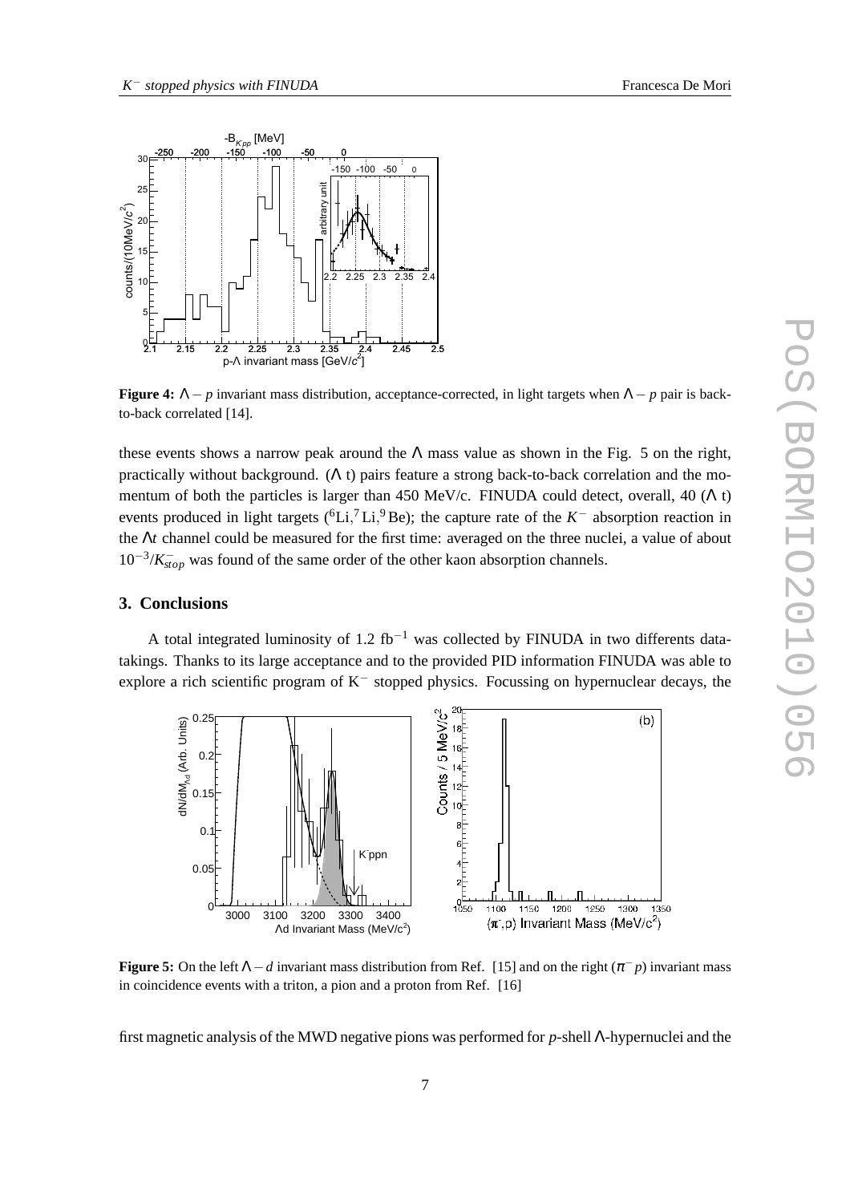**Figure 4:** $\Lambda - p$ invariant mass distribution, acceptance-corrected, in light targets when $\Lambda - p$ pair is back-to-back correlated [14].

these events shows a narrow peak around the $\Lambda$ mass value as shown in the Fig. 5 on the right, practically without background. ($\Lambda$ t) pairs feature a strong back-to-back correlation and the momentum of both the particles is larger than 450 MeV/c. FINUDA could detect, overall, 40 ($\Lambda$ t) events produced in light targets ($^6$Li,$^7$Li,$^9$Be); the capture rate of the $K^-$ absorption reaction in the $\Lambda t$ channel could be measured for the first time: averaged on the three nuclei, a value of about $10^{-3}/K^-_{stop}$ was found of the same order of the other kaon absorption channels.

## 3. Conclusions

A total integrated luminosity of 1.2 fb$^{-1}$ was collected by FINUDA in two differents data-takings. Thanks to its large acceptance and to the provided PID information FINUDA was able to explore a rich scientific program of K$^-$ stopped physics. Focussing on hypernuclear decays, the

**Figure 5:** On the left $\Lambda - d$ invariant mass distribution from Ref. [15] and on the right ($\pi^- p$) invariant mass in coincidence events with a triton, a pion and a proton from Ref. [16]

first magnetic analysis of the MWD negative pions was performed for $p$-shell $\Lambda$-hypernuclei and the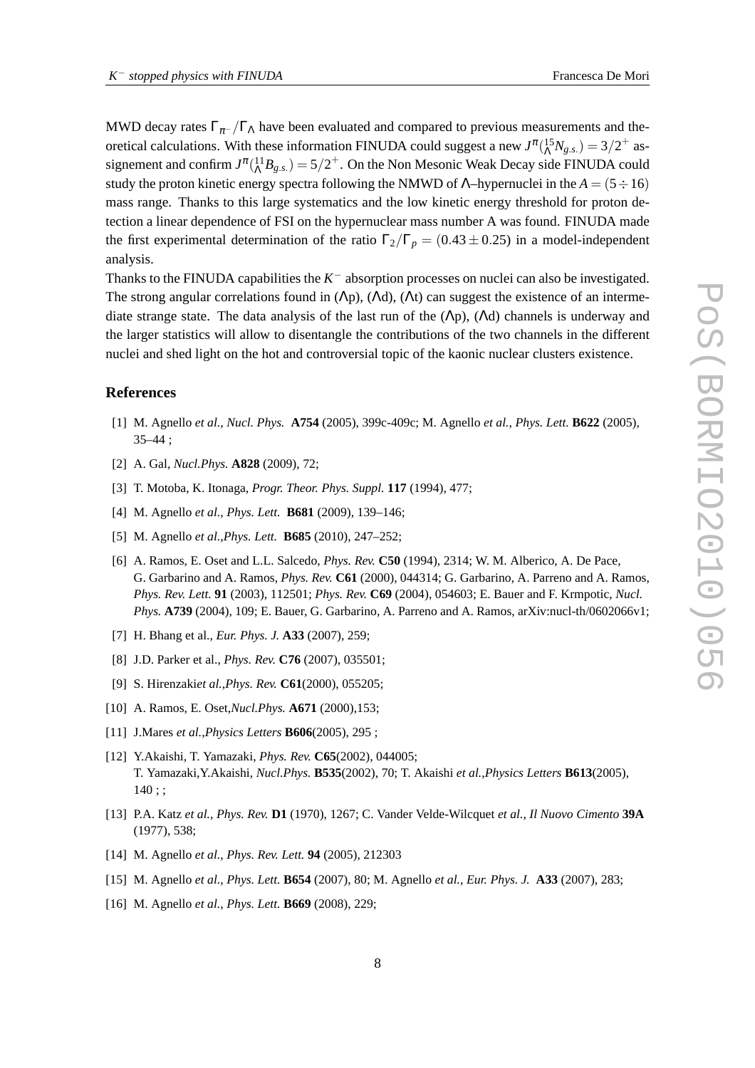MWD decay rates $\Gamma_{\pi^-}/\Gamma_\Lambda$ have been evaluated and compared to previous measurements and theoretical calculations. With these information FINUDA could suggest a new $J^\pi({}^{15}_{\Lambda}N_{g.s.}) = 3/2^+$ assignement and confirm $J^\pi({}^{11}_{\Lambda}B_{g.s.}) = 5/2^+$. On the Non Mesonic Weak Decay side FINUDA could study the proton kinetic energy spectra following the NMWD of $\Lambda$–hypernuclei in the $A = (5 \div 16)$ mass range. Thanks to this large systematics and the low kinetic energy threshold for proton detection a linear dependence of FSI on the hypernuclear mass number A was found. FINUDA made the first experimental determination of the ratio $\Gamma_2/\Gamma_p = (0.43 \pm 0.25)$ in a model-independent analysis.

Thanks to the FINUDA capabilities the $K^-$ absorption processes on nuclei can also be investigated. The strong angular correlations found in ($\Lambda$p), ($\Lambda$d), ($\Lambda$t) can suggest the existence of an intermediate strange state. The data analysis of the last run of the ($\Lambda$p), ($\Lambda$d) channels is underway and the larger statistics will allow to disentangle the contributions of the two channels in the different nuclei and shed light on the hot and controversial topic of the kaonic nuclear clusters existence.

## References

[1] M. Agnello *et al.*, *Nucl. Phys.* **A754** (2005), 399c-409c; M. Agnello *et al.*, *Phys. Lett.* **B622** (2005), 35–44 ;

[2] A. Gal, *Nucl.Phys.* **A828** (2009), 72;

[3] T. Motoba, K. Itonaga, *Progr. Theor. Phys. Suppl.* **117** (1994), 477;

[4] M. Agnello *et al.*, *Phys. Lett.* **B681** (2009), 139–146;

[5] M. Agnello *et al.*,*Phys. Lett.* **B685** (2010), 247–252;

[6] A. Ramos, E. Oset and L.L. Salcedo, *Phys. Rev.* **C50** (1994), 2314; W. M. Alberico, A. De Pace, G. Garbarino and A. Ramos, *Phys. Rev.* **C61** (2000), 044314; G. Garbarino, A. Parreno and A. Ramos, *Phys. Rev. Lett.* **91** (2003), 112501; *Phys. Rev.* **C69** (2004), 054603; E. Bauer and F. Krmpotic, *Nucl. Phys.* **A739** (2004), 109; E. Bauer, G. Garbarino, A. Parreno and A. Ramos, arXiv:nucl-th/0602066v1;

[7] H. Bhang et al., *Eur. Phys. J.* **A33** (2007), 259;

[8] J.D. Parker et al., *Phys. Rev.* **C76** (2007), 035501;

[9] S. Hirenzaki*et al.*,*Phys. Rev.* **C61**(2000), 055205;

[10] A. Ramos, E. Oset,*Nucl.Phys.* **A671** (2000),153;

[11] J.Mares *et al.*,*Physics Letters* **B606**(2005), 295 ;

[12] Y.Akaishi, T. Yamazaki, *Phys. Rev.* **C65**(2002), 044005; T. Yamazaki,Y.Akaishi, *Nucl.Phys.* **B535**(2002), 70; T. Akaishi *et al.*,*Physics Letters* **B613**(2005), 140 ; ;

[13] P.A. Katz *et al.*, *Phys. Rev.* **D1** (1970), 1267; C. Vander Velde-Wilcquet *et al.*, *Il Nuovo Cimento* **39A** (1977), 538;

[14] M. Agnello *et al.*, *Phys. Rev. Lett.* **94** (2005), 212303

[15] M. Agnello *et al.*, *Phys. Lett.* **B654** (2007), 80; M. Agnello *et al.*, *Eur. Phys. J.* **A33** (2007), 283;

[16] M. Agnello *et al.*, *Phys. Lett.* **B669** (2008), 229;